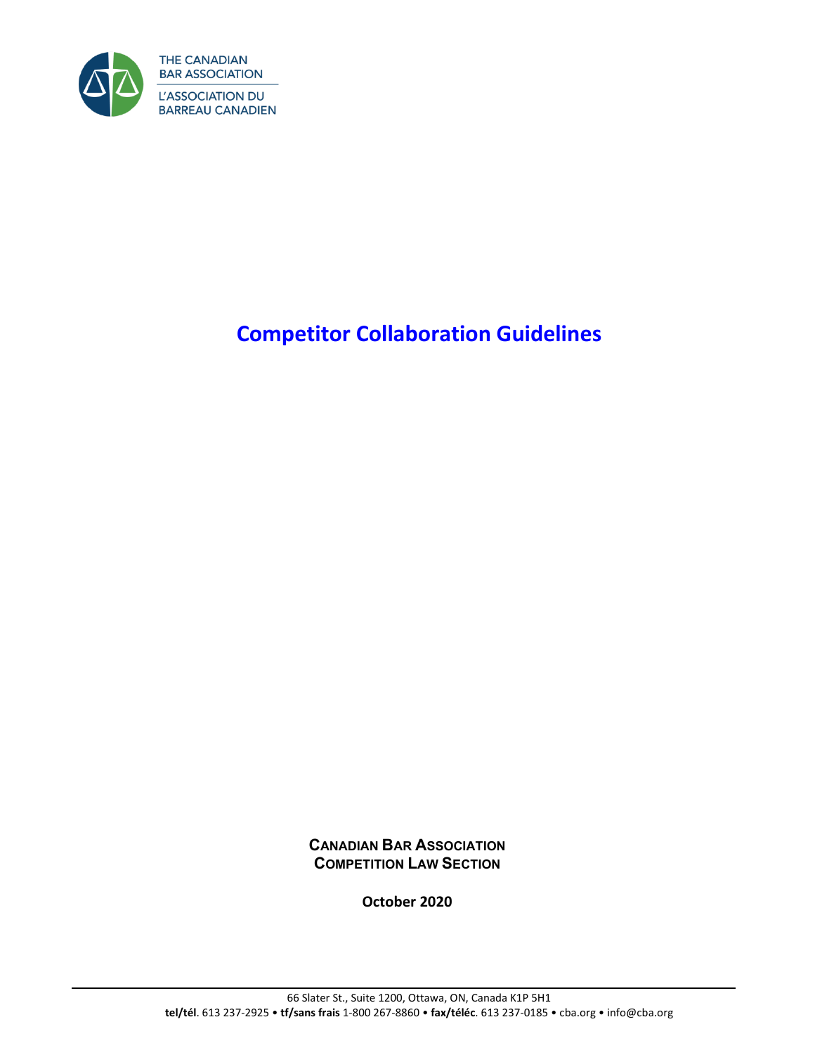THE CANADIAN BAR ASSOCIATION
L'ASSOCIATION DU BARREAU CANADIEN

# Competitor Collaboration Guidelines

**CANADIAN BAR ASSOCIATION**
**COMPETITION LAW SECTION**

**October 2020**

66 Slater St., Suite 1200, Ottawa, ON, Canada K1P 5H1
**tel/tél**. 613 237-2925 • **tf/sans frais** 1-800 267-8860 • **fax/téléc**. 613 237-0185 • cba.org • info@cba.org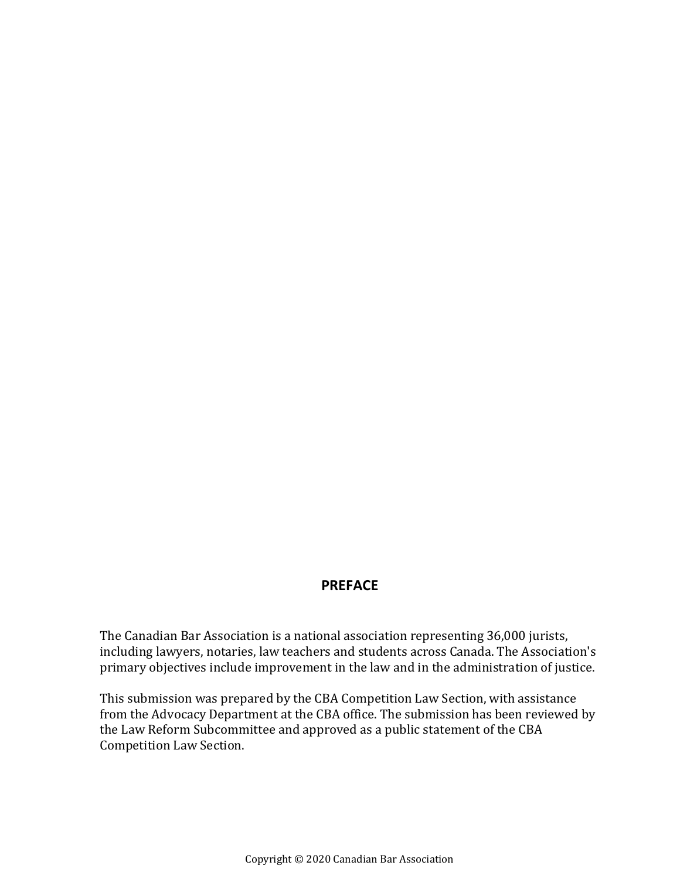## PREFACE

The Canadian Bar Association is a national association representing 36,000 jurists, including lawyers, notaries, law teachers and students across Canada. The Association's primary objectives include improvement in the law and in the administration of justice.

This submission was prepared by the CBA Competition Law Section, with assistance from the Advocacy Department at the CBA office. The submission has been reviewed by the Law Reform Subcommittee and approved as a public statement of the CBA Competition Law Section.

Copyright © 2020 Canadian Bar Association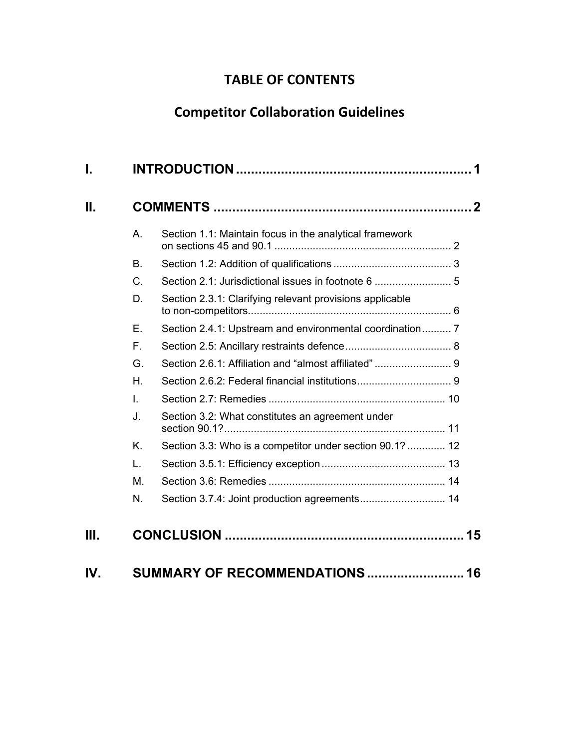# TABLE OF CONTENTS

## Competitor Collaboration Guidelines

**I. INTRODUCTION ..... 1**

**II. COMMENTS ..... 2**

- A. Section 1.1: Maintain focus in the analytical framework on sections 45 and 90.1 ..... 2
- B. Section 1.2: Addition of qualifications ..... 3
- C. Section 2.1: Jurisdictional issues in footnote 6 ..... 5
- D. Section 2.3.1: Clarifying relevant provisions applicable to non-competitors ..... 6
- E. Section 2.4.1: Upstream and environmental coordination ..... 7
- F. Section 2.5: Ancillary restraints defence ..... 8
- G. Section 2.6.1: Affiliation and "almost affiliated" ..... 9
- H. Section 2.6.2: Federal financial institutions ..... 9
- I. Section 2.7: Remedies ..... 10
- J. Section 3.2: What constitutes an agreement under section 90.1? ..... 11
- K. Section 3.3: Who is a competitor under section 90.1? ..... 12
- L. Section 3.5.1: Efficiency exception ..... 13
- M. Section 3.6: Remedies ..... 14
- N. Section 3.7.4: Joint production agreements ..... 14

**III. CONCLUSION ..... 15**

**IV. SUMMARY OF RECOMMENDATIONS ..... 16**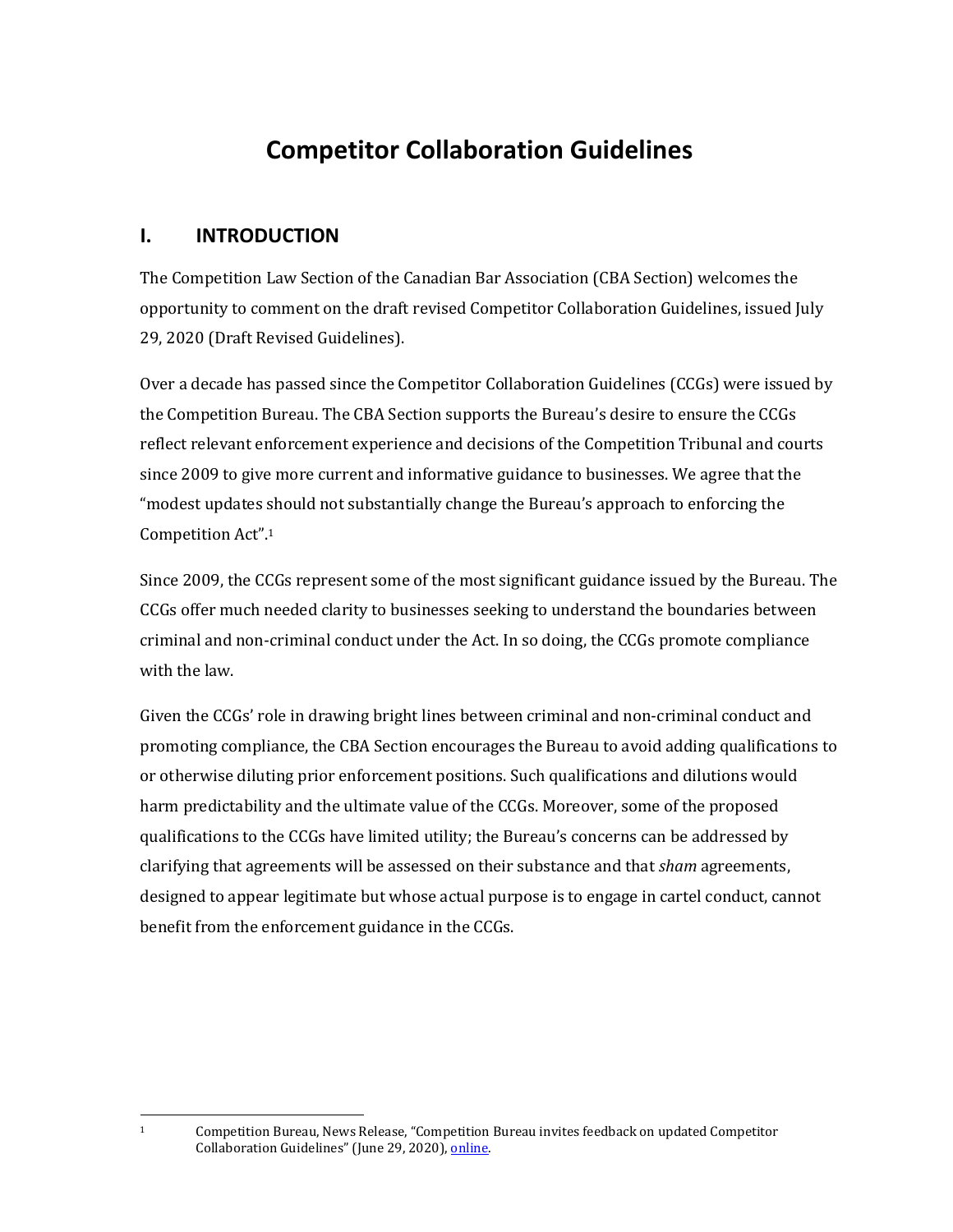# Competitor Collaboration Guidelines

## I. INTRODUCTION

The Competition Law Section of the Canadian Bar Association (CBA Section) welcomes the opportunity to comment on the draft revised Competitor Collaboration Guidelines, issued July 29, 2020 (Draft Revised Guidelines).

Over a decade has passed since the Competitor Collaboration Guidelines (CCGs) were issued by the Competition Bureau. The CBA Section supports the Bureau's desire to ensure the CCGs reflect relevant enforcement experience and decisions of the Competition Tribunal and courts since 2009 to give more current and informative guidance to businesses. We agree that the "modest updates should not substantially change the Bureau's approach to enforcing the Competition Act".[1]

Since 2009, the CCGs represent some of the most significant guidance issued by the Bureau. The CCGs offer much needed clarity to businesses seeking to understand the boundaries between criminal and non-criminal conduct under the Act. In so doing, the CCGs promote compliance with the law.

Given the CCGs' role in drawing bright lines between criminal and non-criminal conduct and promoting compliance, the CBA Section encourages the Bureau to avoid adding qualifications to or otherwise diluting prior enforcement positions. Such qualifications and dilutions would harm predictability and the ultimate value of the CCGs. Moreover, some of the proposed qualifications to the CCGs have limited utility; the Bureau's concerns can be addressed by clarifying that agreements will be assessed on their substance and that *sham* agreements, designed to appear legitimate but whose actual purpose is to engage in cartel conduct, cannot benefit from the enforcement guidance in the CCGs.

---

[1] Competition Bureau, News Release, "Competition Bureau invites feedback on updated Competitor Collaboration Guidelines" (June 29, 2020), online.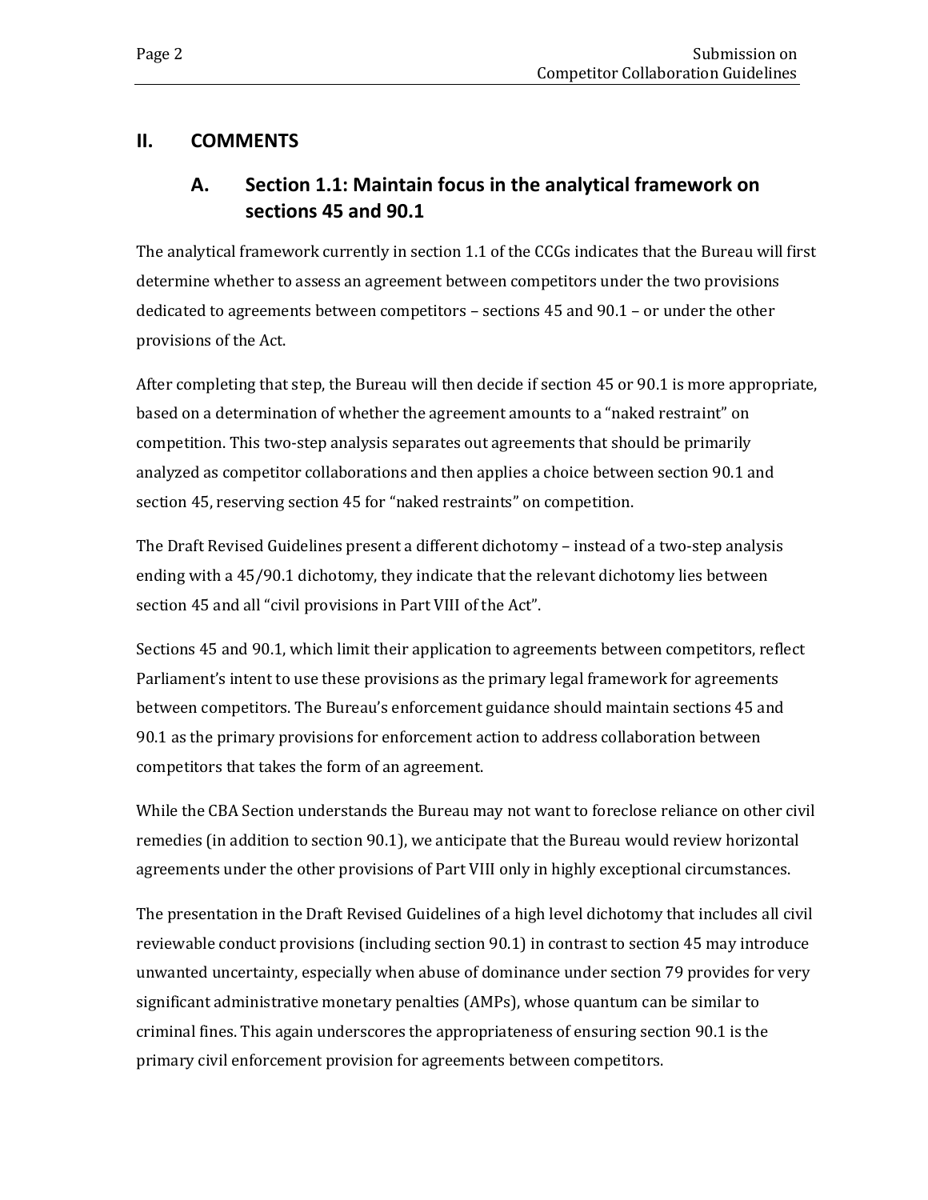## II. COMMENTS

### A. Section 1.1: Maintain focus in the analytical framework on sections 45 and 90.1

The analytical framework currently in section 1.1 of the CCGs indicates that the Bureau will first determine whether to assess an agreement between competitors under the two provisions dedicated to agreements between competitors – sections 45 and 90.1 – or under the other provisions of the Act.

After completing that step, the Bureau will then decide if section 45 or 90.1 is more appropriate, based on a determination of whether the agreement amounts to a "naked restraint" on competition. This two-step analysis separates out agreements that should be primarily analyzed as competitor collaborations and then applies a choice between section 90.1 and section 45, reserving section 45 for "naked restraints" on competition.

The Draft Revised Guidelines present a different dichotomy – instead of a two-step analysis ending with a 45/90.1 dichotomy, they indicate that the relevant dichotomy lies between section 45 and all "civil provisions in Part VIII of the Act".

Sections 45 and 90.1, which limit their application to agreements between competitors, reflect Parliament's intent to use these provisions as the primary legal framework for agreements between competitors. The Bureau's enforcement guidance should maintain sections 45 and 90.1 as the primary provisions for enforcement action to address collaboration between competitors that takes the form of an agreement.

While the CBA Section understands the Bureau may not want to foreclose reliance on other civil remedies (in addition to section 90.1), we anticipate that the Bureau would review horizontal agreements under the other provisions of Part VIII only in highly exceptional circumstances.

The presentation in the Draft Revised Guidelines of a high level dichotomy that includes all civil reviewable conduct provisions (including section 90.1) in contrast to section 45 may introduce unwanted uncertainty, especially when abuse of dominance under section 79 provides for very significant administrative monetary penalties (AMPs), whose quantum can be similar to criminal fines. This again underscores the appropriateness of ensuring section 90.1 is the primary civil enforcement provision for agreements between competitors.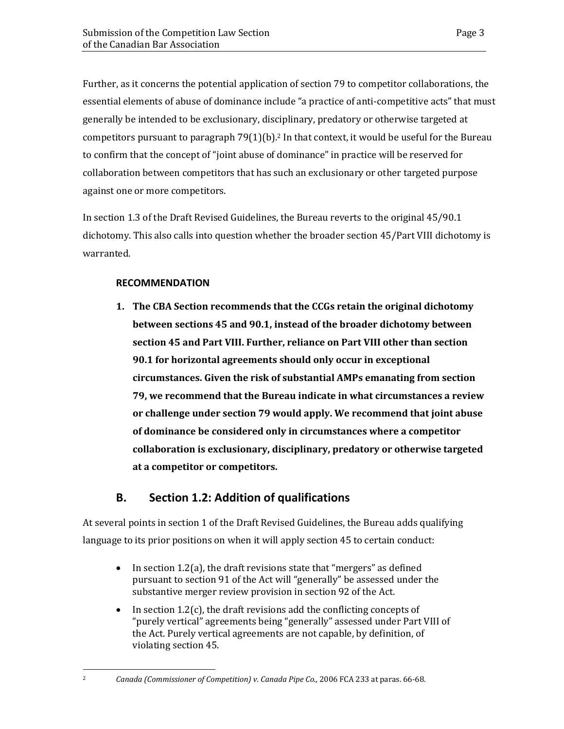Further, as it concerns the potential application of section 79 to competitor collaborations, the essential elements of abuse of dominance include "a practice of anti-competitive acts" that must generally be intended to be exclusionary, disciplinary, predatory or otherwise targeted at competitors pursuant to paragraph 79(1)(b).[2] In that context, it would be useful for the Bureau to confirm that the concept of "joint abuse of dominance" in practice will be reserved for collaboration between competitors that has such an exclusionary or other targeted purpose against one or more competitors.

In section 1.3 of the Draft Revised Guidelines, the Bureau reverts to the original 45/90.1 dichotomy. This also calls into question whether the broader section 45/Part VIII dichotomy is warranted.

**RECOMMENDATION**

1. **The CBA Section recommends that the CCGs retain the original dichotomy between sections 45 and 90.1, instead of the broader dichotomy between section 45 and Part VIII. Further, reliance on Part VIII other than section 90.1 for horizontal agreements should only occur in exceptional circumstances. Given the risk of substantial AMPs emanating from section 79, we recommend that the Bureau indicate in what circumstances a review or challenge under section 79 would apply. We recommend that joint abuse of dominance be considered only in circumstances where a competitor collaboration is exclusionary, disciplinary, predatory or otherwise targeted at a competitor or competitors.**

## B. Section 1.2: Addition of qualifications

At several points in section 1 of the Draft Revised Guidelines, the Bureau adds qualifying language to its prior positions on when it will apply section 45 to certain conduct:

- In section 1.2(a), the draft revisions state that "mergers" as defined pursuant to section 91 of the Act will "generally" be assessed under the substantive merger review provision in section 92 of the Act.
- In section 1.2(c), the draft revisions add the conflicting concepts of "purely vertical" agreements being "generally" assessed under Part VIII of the Act. Purely vertical agreements are not capable, by definition, of violating section 45.

[2] *Canada (Commissioner of Competition) v. Canada Pipe Co.,* 2006 FCA 233 at paras. 66-68.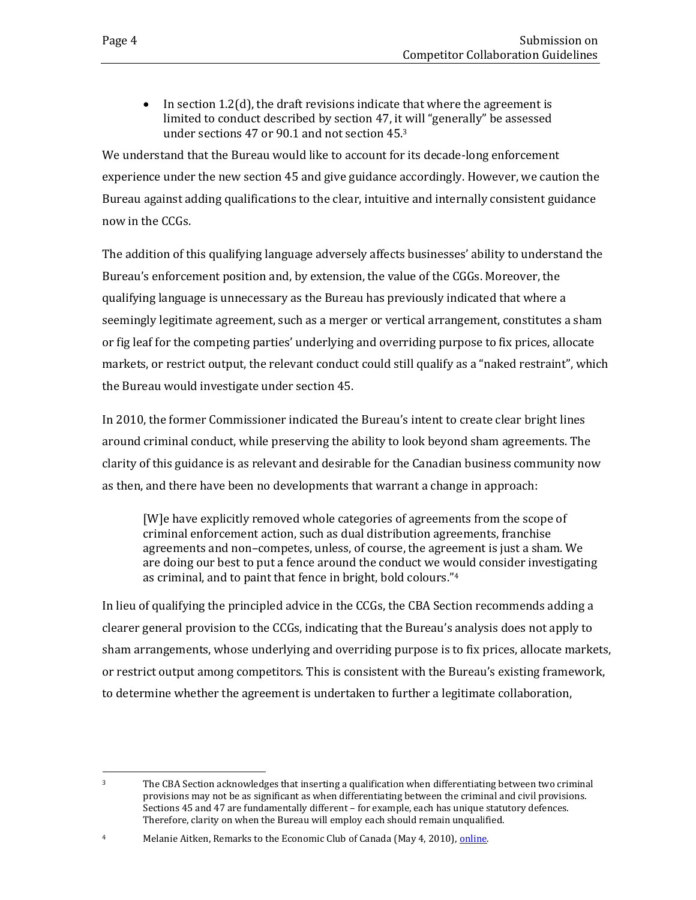- In section 1.2(d), the draft revisions indicate that where the agreement is limited to conduct described by section 47, it will "generally" be assessed under sections 47 or 90.1 and not section 45.[3]

We understand that the Bureau would like to account for its decade-long enforcement experience under the new section 45 and give guidance accordingly. However, we caution the Bureau against adding qualifications to the clear, intuitive and internally consistent guidance now in the CCGs.

The addition of this qualifying language adversely affects businesses' ability to understand the Bureau's enforcement position and, by extension, the value of the CGGs. Moreover, the qualifying language is unnecessary as the Bureau has previously indicated that where a seemingly legitimate agreement, such as a merger or vertical arrangement, constitutes a sham or fig leaf for the competing parties' underlying and overriding purpose to fix prices, allocate markets, or restrict output, the relevant conduct could still qualify as a "naked restraint", which the Bureau would investigate under section 45.

In 2010, the former Commissioner indicated the Bureau's intent to create clear bright lines around criminal conduct, while preserving the ability to look beyond sham agreements. The clarity of this guidance is as relevant and desirable for the Canadian business community now as then, and there have been no developments that warrant a change in approach:

> [W]e have explicitly removed whole categories of agreements from the scope of criminal enforcement action, such as dual distribution agreements, franchise agreements and non–competes, unless, of course, the agreement is just a sham. We are doing our best to put a fence around the conduct we would consider investigating as criminal, and to paint that fence in bright, bold colours."[4]

In lieu of qualifying the principled advice in the CCGs, the CBA Section recommends adding a clearer general provision to the CCGs, indicating that the Bureau's analysis does not apply to sham arrangements, whose underlying and overriding purpose is to fix prices, allocate markets, or restrict output among competitors. This is consistent with the Bureau's existing framework, to determine whether the agreement is undertaken to further a legitimate collaboration,

---

[3] The CBA Section acknowledges that inserting a qualification when differentiating between two criminal provisions may not be as significant as when differentiating between the criminal and civil provisions. Sections 45 and 47 are fundamentally different – for example, each has unique statutory defences. Therefore, clarity on when the Bureau will employ each should remain unqualified.

[4] Melanie Aitken, Remarks to the Economic Club of Canada (May 4, 2010), online.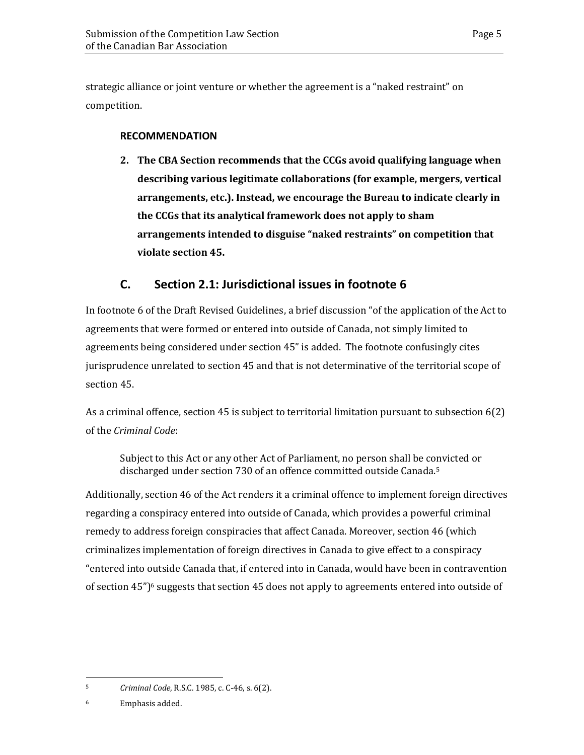strategic alliance or joint venture or whether the agreement is a "naked restraint" on competition.

**RECOMMENDATION**

2. **The CBA Section recommends that the CCGs avoid qualifying language when describing various legitimate collaborations (for example, mergers, vertical arrangements, etc.). Instead, we encourage the Bureau to indicate clearly in the CCGs that its analytical framework does not apply to sham arrangements intended to disguise "naked restraints" on competition that violate section 45.**

## C. Section 2.1: Jurisdictional issues in footnote 6

In footnote 6 of the Draft Revised Guidelines, a brief discussion "of the application of the Act to agreements that were formed or entered into outside of Canada, not simply limited to agreements being considered under section 45" is added. The footnote confusingly cites jurisprudence unrelated to section 45 and that is not determinative of the territorial scope of section 45.

As a criminal offence, section 45 is subject to territorial limitation pursuant to subsection 6(2) of the *Criminal Code*:

> Subject to this Act or any other Act of Parliament, no person shall be convicted or discharged under section 730 of an offence committed outside Canada.[5]

Additionally, section 46 of the Act renders it a criminal offence to implement foreign directives regarding a conspiracy entered into outside of Canada, which provides a powerful criminal remedy to address foreign conspiracies that affect Canada. Moreover, section 46 (which criminalizes implementation of foreign directives in Canada to give effect to a conspiracy "entered into outside Canada that, if entered into in Canada, would have been in contravention of section 45")[6] suggests that section 45 does not apply to agreements entered into outside of

---

[5] *Criminal Code*, R.S.C. 1985, c. C-46, s. 6(2).

[6] Emphasis added.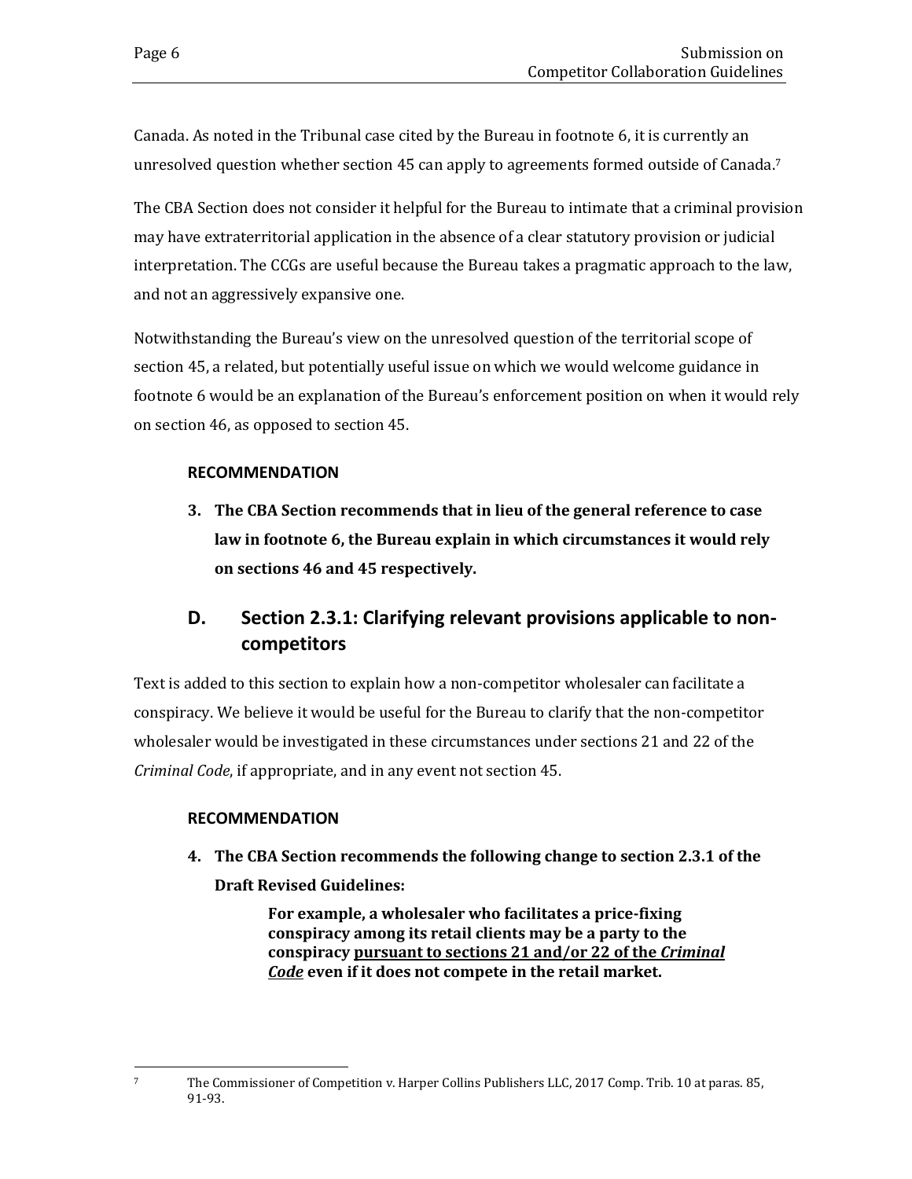Canada. As noted in the Tribunal case cited by the Bureau in footnote 6, it is currently an unresolved question whether section 45 can apply to agreements formed outside of Canada.[7]

The CBA Section does not consider it helpful for the Bureau to intimate that a criminal provision may have extraterritorial application in the absence of a clear statutory provision or judicial interpretation. The CCGs are useful because the Bureau takes a pragmatic approach to the law, and not an aggressively expansive one.

Notwithstanding the Bureau's view on the unresolved question of the territorial scope of section 45, a related, but potentially useful issue on which we would welcome guidance in footnote 6 would be an explanation of the Bureau's enforcement position on when it would rely on section 46, as opposed to section 45.

**RECOMMENDATION**

3. **The CBA Section recommends that in lieu of the general reference to case law in footnote 6, the Bureau explain in which circumstances it would rely on sections 46 and 45 respectively.**

## D. Section 2.3.1: Clarifying relevant provisions applicable to non-competitors

Text is added to this section to explain how a non-competitor wholesaler can facilitate a conspiracy. We believe it would be useful for the Bureau to clarify that the non-competitor wholesaler would be investigated in these circumstances under sections 21 and 22 of the *Criminal Code*, if appropriate, and in any event not section 45.

**RECOMMENDATION**

4. **The CBA Section recommends the following change to section 2.3.1 of the Draft Revised Guidelines:**

> **For example, a wholesaler who facilitates a price-fixing conspiracy among its retail clients may be a party to the conspiracy <u>pursuant to sections 21 and/or 22 of the *Criminal Code*</u> even if it does not compete in the retail market.**

---

[7] The Commissioner of Competition v. Harper Collins Publishers LLC, 2017 Comp. Trib. 10 at paras. 85, 91-93.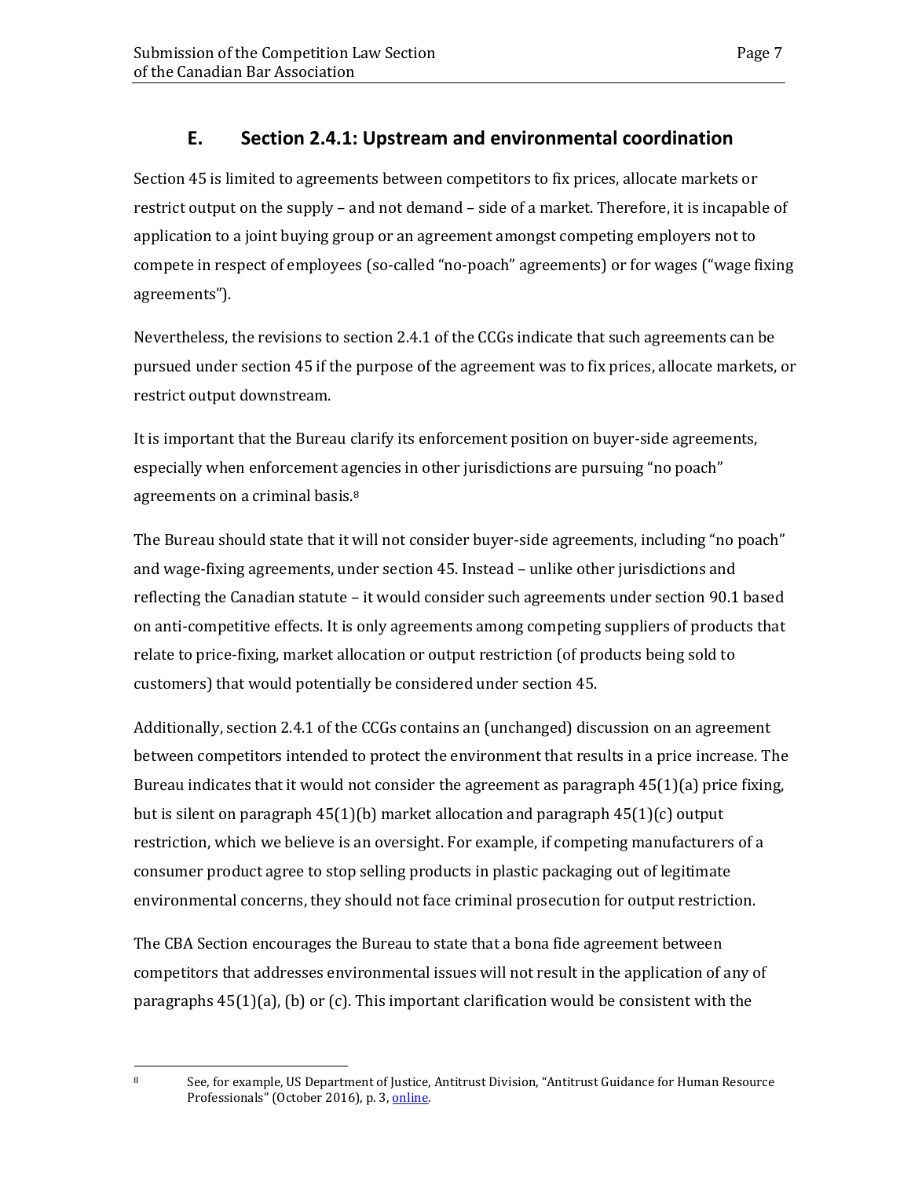## E. Section 2.4.1: Upstream and environmental coordination

Section 45 is limited to agreements between competitors to fix prices, allocate markets or restrict output on the supply – and not demand – side of a market. Therefore, it is incapable of application to a joint buying group or an agreement amongst competing employers not to compete in respect of employees (so-called "no-poach" agreements) or for wages ("wage fixing agreements").

Nevertheless, the revisions to section 2.4.1 of the CCGs indicate that such agreements can be pursued under section 45 if the purpose of the agreement was to fix prices, allocate markets, or restrict output downstream.

It is important that the Bureau clarify its enforcement position on buyer-side agreements, especially when enforcement agencies in other jurisdictions are pursuing "no poach" agreements on a criminal basis.[8]

The Bureau should state that it will not consider buyer-side agreements, including "no poach" and wage-fixing agreements, under section 45. Instead – unlike other jurisdictions and reflecting the Canadian statute – it would consider such agreements under section 90.1 based on anti-competitive effects. It is only agreements among competing suppliers of products that relate to price-fixing, market allocation or output restriction (of products being sold to customers) that would potentially be considered under section 45.

Additionally, section 2.4.1 of the CCGs contains an (unchanged) discussion on an agreement between competitors intended to protect the environment that results in a price increase. The Bureau indicates that it would not consider the agreement as paragraph 45(1)(a) price fixing, but is silent on paragraph 45(1)(b) market allocation and paragraph 45(1)(c) output restriction, which we believe is an oversight. For example, if competing manufacturers of a consumer product agree to stop selling products in plastic packaging out of legitimate environmental concerns, they should not face criminal prosecution for output restriction.

The CBA Section encourages the Bureau to state that a bona fide agreement between competitors that addresses environmental issues will not result in the application of any of paragraphs 45(1)(a), (b) or (c). This important clarification would be consistent with the

---

[8] See, for example, US Department of Justice, Antitrust Division, "Antitrust Guidance for Human Resource Professionals" (October 2016), p. 3, online.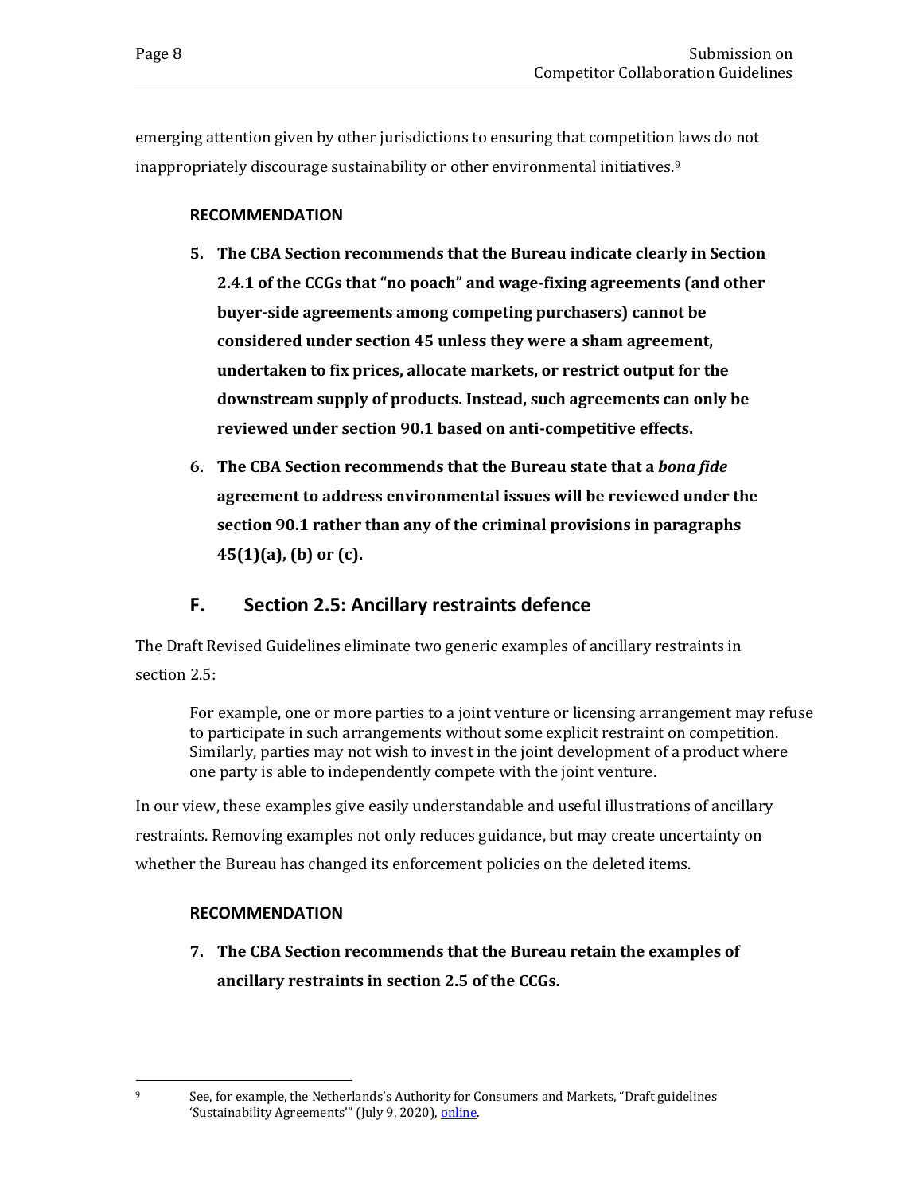emerging attention given by other jurisdictions to ensuring that competition laws do not inappropriately discourage sustainability or other environmental initiatives.[9]

### RECOMMENDATION

5. **The CBA Section recommends that the Bureau indicate clearly in Section 2.4.1 of the CCGs that "no poach" and wage-fixing agreements (and other buyer-side agreements among competing purchasers) cannot be considered under section 45 unless they were a sham agreement, undertaken to fix prices, allocate markets, or restrict output for the downstream supply of products. Instead, such agreements can only be reviewed under section 90.1 based on anti-competitive effects.**

6. **The CBA Section recommends that the Bureau state that a *bona fide* agreement to address environmental issues will be reviewed under the section 90.1 rather than any of the criminal provisions in paragraphs 45(1)(a), (b) or (c).**

## F. Section 2.5: Ancillary restraints defence

The Draft Revised Guidelines eliminate two generic examples of ancillary restraints in section 2.5:

> For example, one or more parties to a joint venture or licensing arrangement may refuse to participate in such arrangements without some explicit restraint on competition. Similarly, parties may not wish to invest in the joint development of a product where one party is able to independently compete with the joint venture.

In our view, these examples give easily understandable and useful illustrations of ancillary restraints. Removing examples not only reduces guidance, but may create uncertainty on whether the Bureau has changed its enforcement policies on the deleted items.

### RECOMMENDATION

7. **The CBA Section recommends that the Bureau retain the examples of ancillary restraints in section 2.5 of the CCGs.**

---

[9] See, for example, the Netherlands's Authority for Consumers and Markets, "Draft guidelines 'Sustainability Agreements'" (July 9, 2020), online.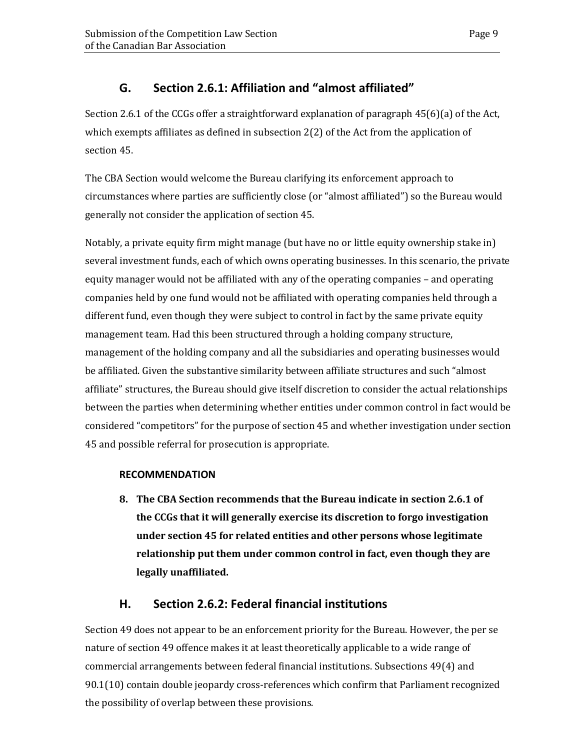## G. Section 2.6.1: Affiliation and "almost affiliated"

Section 2.6.1 of the CCGs offer a straightforward explanation of paragraph 45(6)(a) of the Act, which exempts affiliates as defined in subsection 2(2) of the Act from the application of section 45.

The CBA Section would welcome the Bureau clarifying its enforcement approach to circumstances where parties are sufficiently close (or "almost affiliated") so the Bureau would generally not consider the application of section 45.

Notably, a private equity firm might manage (but have no or little equity ownership stake in) several investment funds, each of which owns operating businesses. In this scenario, the private equity manager would not be affiliated with any of the operating companies – and operating companies held by one fund would not be affiliated with operating companies held through a different fund, even though they were subject to control in fact by the same private equity management team. Had this been structured through a holding company structure, management of the holding company and all the subsidiaries and operating businesses would be affiliated. Given the substantive similarity between affiliate structures and such "almost affiliate" structures, the Bureau should give itself discretion to consider the actual relationships between the parties when determining whether entities under common control in fact would be considered "competitors" for the purpose of section 45 and whether investigation under section 45 and possible referral for prosecution is appropriate.

**RECOMMENDATION**

8. **The CBA Section recommends that the Bureau indicate in section 2.6.1 of the CCGs that it will generally exercise its discretion to forgo investigation under section 45 for related entities and other persons whose legitimate relationship put them under common control in fact, even though they are legally unaffiliated.**

## H. Section 2.6.2: Federal financial institutions

Section 49 does not appear to be an enforcement priority for the Bureau. However, the per se nature of section 49 offence makes it at least theoretically applicable to a wide range of commercial arrangements between federal financial institutions. Subsections 49(4) and 90.1(10) contain double jeopardy cross-references which confirm that Parliament recognized the possibility of overlap between these provisions.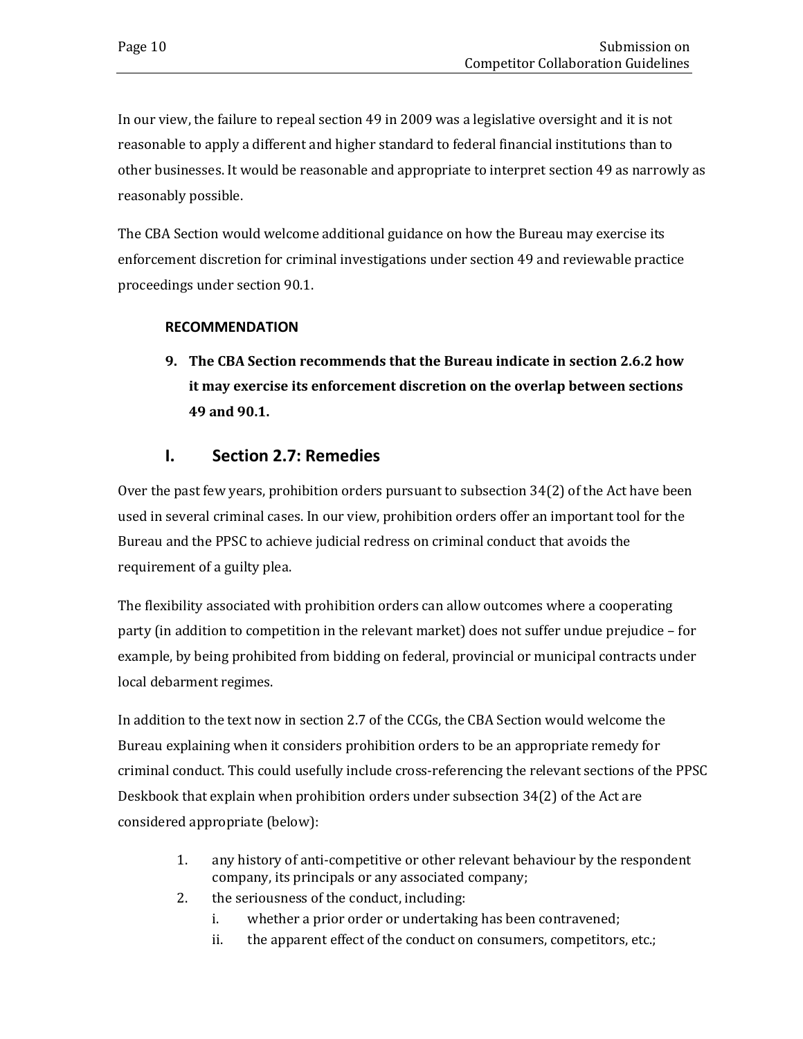In our view, the failure to repeal section 49 in 2009 was a legislative oversight and it is not reasonable to apply a different and higher standard to federal financial institutions than to other businesses. It would be reasonable and appropriate to interpret section 49 as narrowly as reasonably possible.

The CBA Section would welcome additional guidance on how the Bureau may exercise its enforcement discretion for criminal investigations under section 49 and reviewable practice proceedings under section 90.1.

**RECOMMENDATION**

**9. The CBA Section recommends that the Bureau indicate in section 2.6.2 how it may exercise its enforcement discretion on the overlap between sections 49 and 90.1.**

## I. Section 2.7: Remedies

Over the past few years, prohibition orders pursuant to subsection 34(2) of the Act have been used in several criminal cases. In our view, prohibition orders offer an important tool for the Bureau and the PPSC to achieve judicial redress on criminal conduct that avoids the requirement of a guilty plea.

The flexibility associated with prohibition orders can allow outcomes where a cooperating party (in addition to competition in the relevant market) does not suffer undue prejudice – for example, by being prohibited from bidding on federal, provincial or municipal contracts under local debarment regimes.

In addition to the text now in section 2.7 of the CCGs, the CBA Section would welcome the Bureau explaining when it considers prohibition orders to be an appropriate remedy for criminal conduct. This could usefully include cross-referencing the relevant sections of the PPSC Deskbook that explain when prohibition orders under subsection 34(2) of the Act are considered appropriate (below):

1. any history of anti-competitive or other relevant behaviour by the respondent company, its principals or any associated company;
2. the seriousness of the conduct, including:
    - i. whether a prior order or undertaking has been contravened;
    - ii. the apparent effect of the conduct on consumers, competitors, etc.;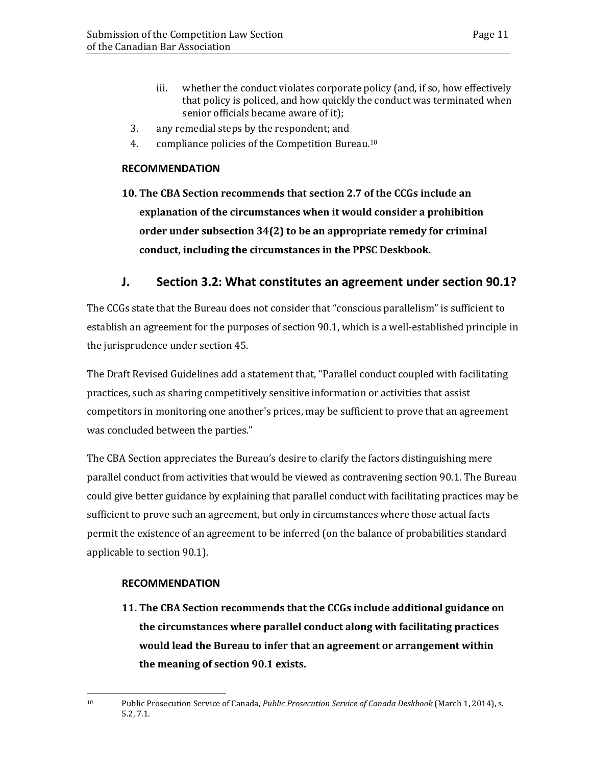iii. whether the conduct violates corporate policy (and, if so, how effectively that policy is policed, and how quickly the conduct was terminated when senior officials became aware of it);

3. any remedial steps by the respondent; and
4. compliance policies of the Competition Bureau.[10]

**RECOMMENDATION**

**10. The CBA Section recommends that section 2.7 of the CCGs include an explanation of the circumstances when it would consider a prohibition order under subsection 34(2) to be an appropriate remedy for criminal conduct, including the circumstances in the PPSC Deskbook.**

## J. Section 3.2: What constitutes an agreement under section 90.1?

The CCGs state that the Bureau does not consider that "conscious parallelism" is sufficient to establish an agreement for the purposes of section 90.1, which is a well-established principle in the jurisprudence under section 45.

The Draft Revised Guidelines add a statement that, "Parallel conduct coupled with facilitating practices, such as sharing competitively sensitive information or activities that assist competitors in monitoring one another's prices, may be sufficient to prove that an agreement was concluded between the parties."

The CBA Section appreciates the Bureau's desire to clarify the factors distinguishing mere parallel conduct from activities that would be viewed as contravening section 90.1. The Bureau could give better guidance by explaining that parallel conduct with facilitating practices may be sufficient to prove such an agreement, but only in circumstances where those actual facts permit the existence of an agreement to be inferred (on the balance of probabilities standard applicable to section 90.1).

**RECOMMENDATION**

**11. The CBA Section recommends that the CCGs include additional guidance on the circumstances where parallel conduct along with facilitating practices would lead the Bureau to infer that an agreement or arrangement within the meaning of section 90.1 exists.**

---

[10] Public Prosecution Service of Canada, *Public Prosecution Service of Canada Deskbook* (March 1, 2014), s. 5.2, 7.1.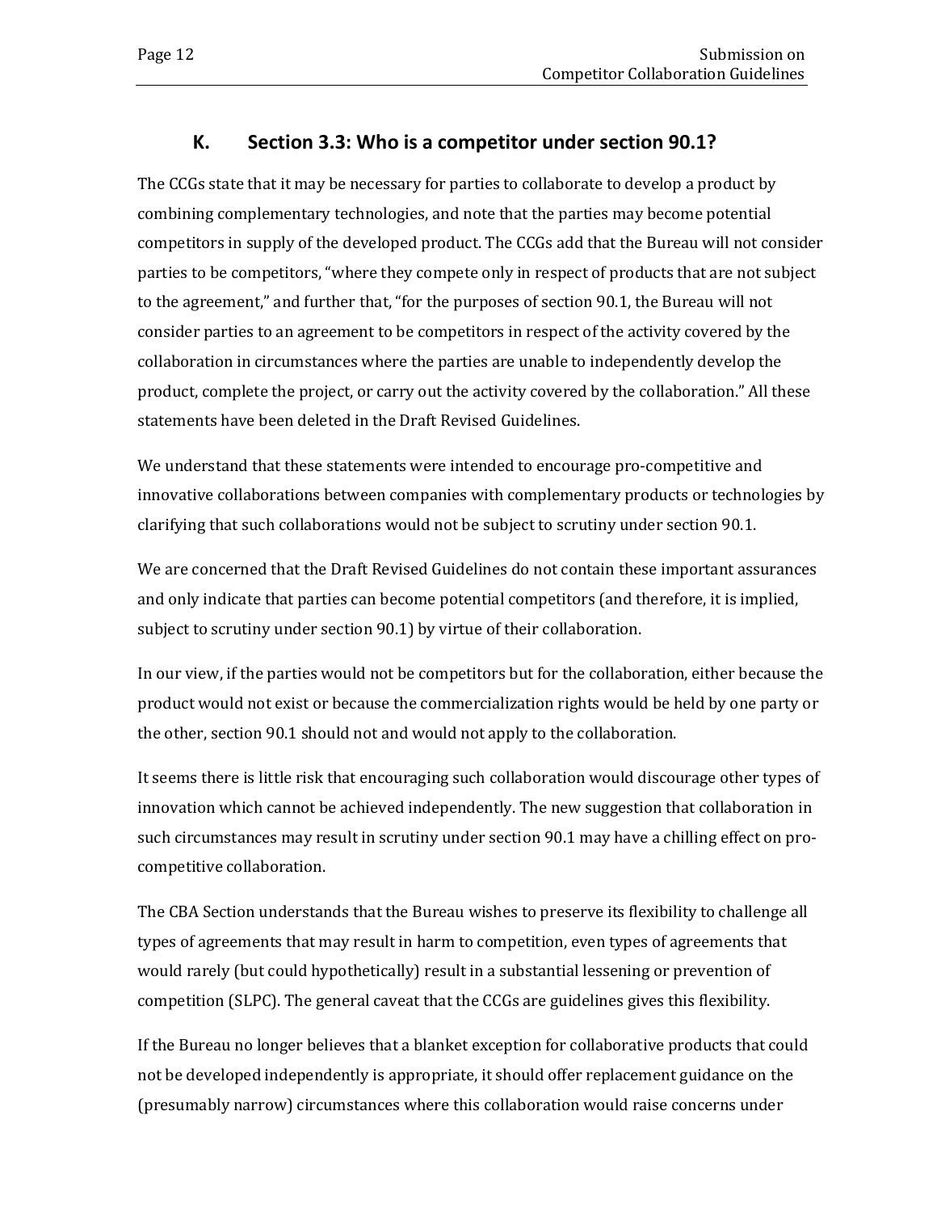## K. Section 3.3: Who is a competitor under section 90.1?

The CCGs state that it may be necessary for parties to collaborate to develop a product by combining complementary technologies, and note that the parties may become potential competitors in supply of the developed product. The CCGs add that the Bureau will not consider parties to be competitors, "where they compete only in respect of products that are not subject to the agreement," and further that, "for the purposes of section 90.1, the Bureau will not consider parties to an agreement to be competitors in respect of the activity covered by the collaboration in circumstances where the parties are unable to independently develop the product, complete the project, or carry out the activity covered by the collaboration." All these statements have been deleted in the Draft Revised Guidelines.

We understand that these statements were intended to encourage pro-competitive and innovative collaborations between companies with complementary products or technologies by clarifying that such collaborations would not be subject to scrutiny under section 90.1.

We are concerned that the Draft Revised Guidelines do not contain these important assurances and only indicate that parties can become potential competitors (and therefore, it is implied, subject to scrutiny under section 90.1) by virtue of their collaboration.

In our view, if the parties would not be competitors but for the collaboration, either because the product would not exist or because the commercialization rights would be held by one party or the other, section 90.1 should not and would not apply to the collaboration.

It seems there is little risk that encouraging such collaboration would discourage other types of innovation which cannot be achieved independently. The new suggestion that collaboration in such circumstances may result in scrutiny under section 90.1 may have a chilling effect on pro-competitive collaboration.

The CBA Section understands that the Bureau wishes to preserve its flexibility to challenge all types of agreements that may result in harm to competition, even types of agreements that would rarely (but could hypothetically) result in a substantial lessening or prevention of competition (SLPC). The general caveat that the CCGs are guidelines gives this flexibility.

If the Bureau no longer believes that a blanket exception for collaborative products that could not be developed independently is appropriate, it should offer replacement guidance on the (presumably narrow) circumstances where this collaboration would raise concerns under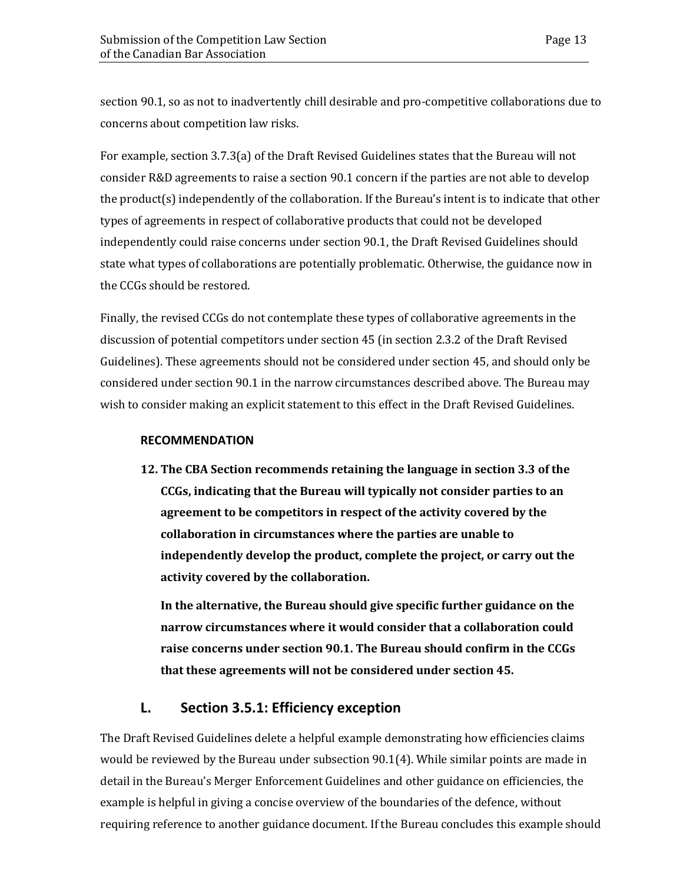section 90.1, so as not to inadvertently chill desirable and pro-competitive collaborations due to concerns about competition law risks.

For example, section 3.7.3(a) of the Draft Revised Guidelines states that the Bureau will not consider R&D agreements to raise a section 90.1 concern if the parties are not able to develop the product(s) independently of the collaboration. If the Bureau's intent is to indicate that other types of agreements in respect of collaborative products that could not be developed independently could raise concerns under section 90.1, the Draft Revised Guidelines should state what types of collaborations are potentially problematic. Otherwise, the guidance now in the CCGs should be restored.

Finally, the revised CCGs do not contemplate these types of collaborative agreements in the discussion of potential competitors under section 45 (in section 2.3.2 of the Draft Revised Guidelines). These agreements should not be considered under section 45, and should only be considered under section 90.1 in the narrow circumstances described above. The Bureau may wish to consider making an explicit statement to this effect in the Draft Revised Guidelines.

**RECOMMENDATION**

12. **The CBA Section recommends retaining the language in section 3.3 of the CCGs, indicating that the Bureau will typically not consider parties to an agreement to be competitors in respect of the activity covered by the collaboration in circumstances where the parties are unable to independently develop the product, complete the project, or carry out the activity covered by the collaboration.**

    **In the alternative, the Bureau should give specific further guidance on the narrow circumstances where it would consider that a collaboration could raise concerns under section 90.1. The Bureau should confirm in the CCGs that these agreements will not be considered under section 45.**

## L. Section 3.5.1: Efficiency exception

The Draft Revised Guidelines delete a helpful example demonstrating how efficiencies claims would be reviewed by the Bureau under subsection 90.1(4). While similar points are made in detail in the Bureau's Merger Enforcement Guidelines and other guidance on efficiencies, the example is helpful in giving a concise overview of the boundaries of the defence, without requiring reference to another guidance document. If the Bureau concludes this example should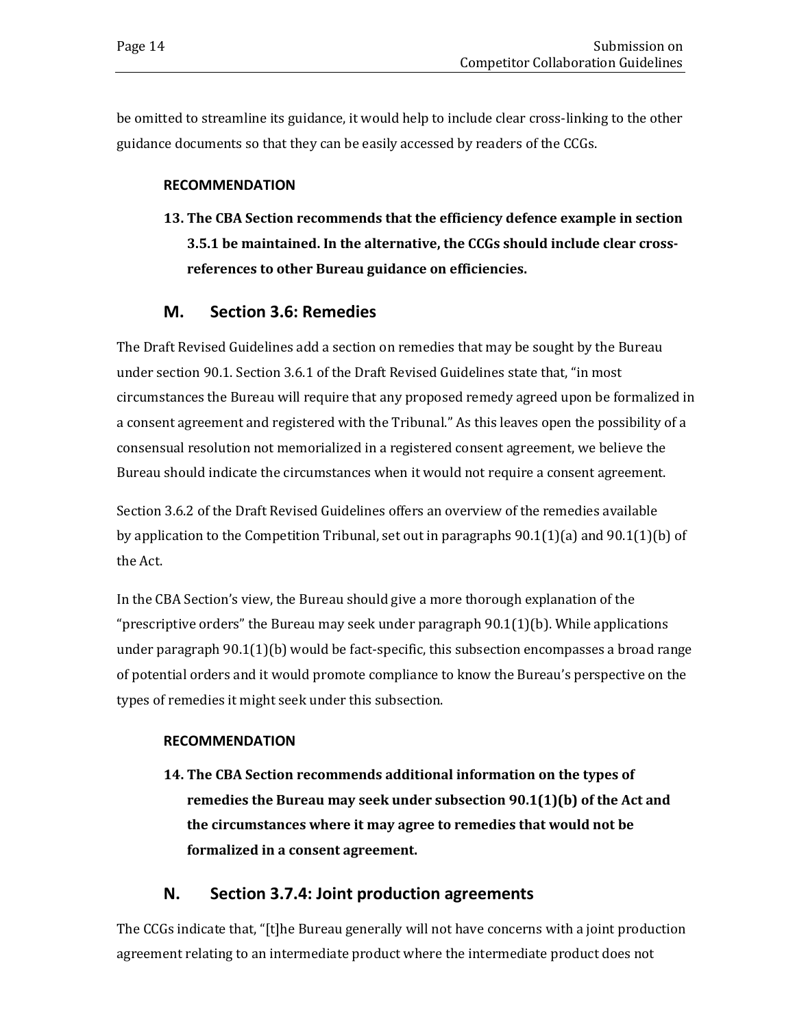be omitted to streamline its guidance, it would help to include clear cross-linking to the other guidance documents so that they can be easily accessed by readers of the CCGs.

**RECOMMENDATION**

**13. The CBA Section recommends that the efficiency defence example in section 3.5.1 be maintained. In the alternative, the CCGs should include clear cross-references to other Bureau guidance on efficiencies.**

## M. Section 3.6: Remedies

The Draft Revised Guidelines add a section on remedies that may be sought by the Bureau under section 90.1. Section 3.6.1 of the Draft Revised Guidelines state that, "in most circumstances the Bureau will require that any proposed remedy agreed upon be formalized in a consent agreement and registered with the Tribunal." As this leaves open the possibility of a consensual resolution not memorialized in a registered consent agreement, we believe the Bureau should indicate the circumstances when it would not require a consent agreement.

Section 3.6.2 of the Draft Revised Guidelines offers an overview of the remedies available by application to the Competition Tribunal, set out in paragraphs 90.1(1)(a) and 90.1(1)(b) of the Act.

In the CBA Section's view, the Bureau should give a more thorough explanation of the "prescriptive orders" the Bureau may seek under paragraph 90.1(1)(b). While applications under paragraph 90.1(1)(b) would be fact-specific, this subsection encompasses a broad range of potential orders and it would promote compliance to know the Bureau's perspective on the types of remedies it might seek under this subsection.

**RECOMMENDATION**

**14. The CBA Section recommends additional information on the types of remedies the Bureau may seek under subsection 90.1(1)(b) of the Act and the circumstances where it may agree to remedies that would not be formalized in a consent agreement.**

## N. Section 3.7.4: Joint production agreements

The CCGs indicate that, "[t]he Bureau generally will not have concerns with a joint production agreement relating to an intermediate product where the intermediate product does not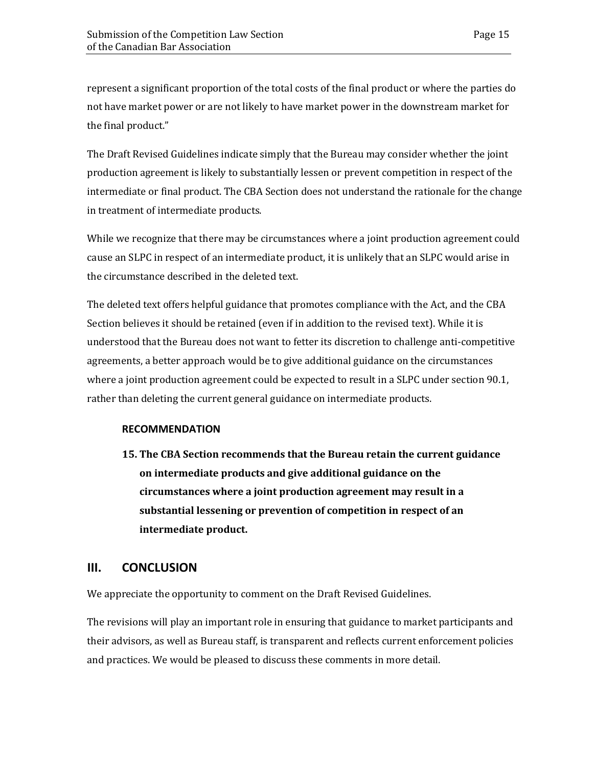represent a significant proportion of the total costs of the final product or where the parties do not have market power or are not likely to have market power in the downstream market for the final product."

The Draft Revised Guidelines indicate simply that the Bureau may consider whether the joint production agreement is likely to substantially lessen or prevent competition in respect of the intermediate or final product. The CBA Section does not understand the rationale for the change in treatment of intermediate products.

While we recognize that there may be circumstances where a joint production agreement could cause an SLPC in respect of an intermediate product, it is unlikely that an SLPC would arise in the circumstance described in the deleted text.

The deleted text offers helpful guidance that promotes compliance with the Act, and the CBA Section believes it should be retained (even if in addition to the revised text). While it is understood that the Bureau does not want to fetter its discretion to challenge anti-competitive agreements, a better approach would be to give additional guidance on the circumstances where a joint production agreement could be expected to result in a SLPC under section 90.1, rather than deleting the current general guidance on intermediate products.

**RECOMMENDATION**

**15. The CBA Section recommends that the Bureau retain the current guidance on intermediate products and give additional guidance on the circumstances where a joint production agreement may result in a substantial lessening or prevention of competition in respect of an intermediate product.**

## III. CONCLUSION

We appreciate the opportunity to comment on the Draft Revised Guidelines.

The revisions will play an important role in ensuring that guidance to market participants and their advisors, as well as Bureau staff, is transparent and reflects current enforcement policies and practices. We would be pleased to discuss these comments in more detail.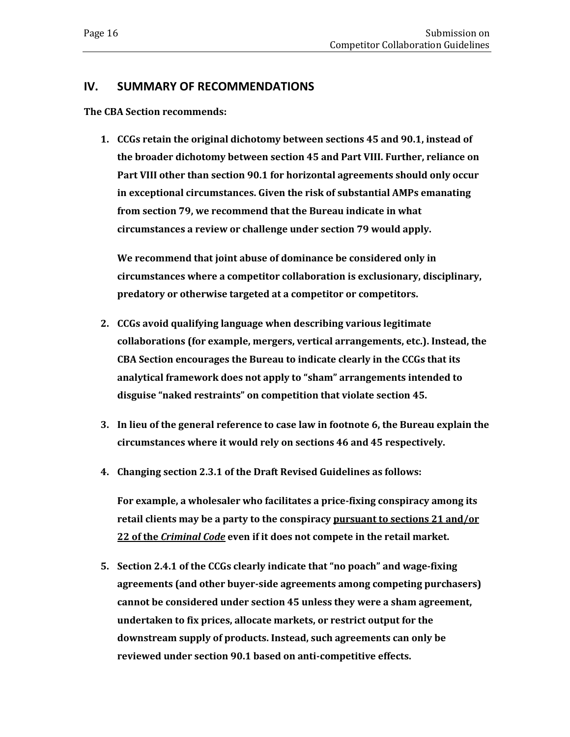## IV. SUMMARY OF RECOMMENDATIONS

**The CBA Section recommends:**

1. **CCGs retain the original dichotomy between sections 45 and 90.1, instead of the broader dichotomy between section 45 and Part VIII. Further, reliance on Part VIII other than section 90.1 for horizontal agreements should only occur in exceptional circumstances. Given the risk of substantial AMPs emanating from section 79, we recommend that the Bureau indicate in what circumstances a review or challenge under section 79 would apply.**

   **We recommend that joint abuse of dominance be considered only in circumstances where a competitor collaboration is exclusionary, disciplinary, predatory or otherwise targeted at a competitor or competitors.**

2. **CCGs avoid qualifying language when describing various legitimate collaborations (for example, mergers, vertical arrangements, etc.). Instead, the CBA Section encourages the Bureau to indicate clearly in the CCGs that its analytical framework does not apply to "sham" arrangements intended to disguise "naked restraints" on competition that violate section 45.**

3. **In lieu of the general reference to case law in footnote 6, the Bureau explain the circumstances where it would rely on sections 46 and 45 respectively.**

4. **Changing section 2.3.1 of the Draft Revised Guidelines as follows:**

   **For example, a wholesaler who facilitates a price-fixing conspiracy among its retail clients may be a party to the conspiracy <u>pursuant to sections 21 and/or 22 of the *Criminal Code*</u> even if it does not compete in the retail market.**

5. **Section 2.4.1 of the CCGs clearly indicate that "no poach" and wage-fixing agreements (and other buyer-side agreements among competing purchasers) cannot be considered under section 45 unless they were a sham agreement, undertaken to fix prices, allocate markets, or restrict output for the downstream supply of products. Instead, such agreements can only be reviewed under section 90.1 based on anti-competitive effects.**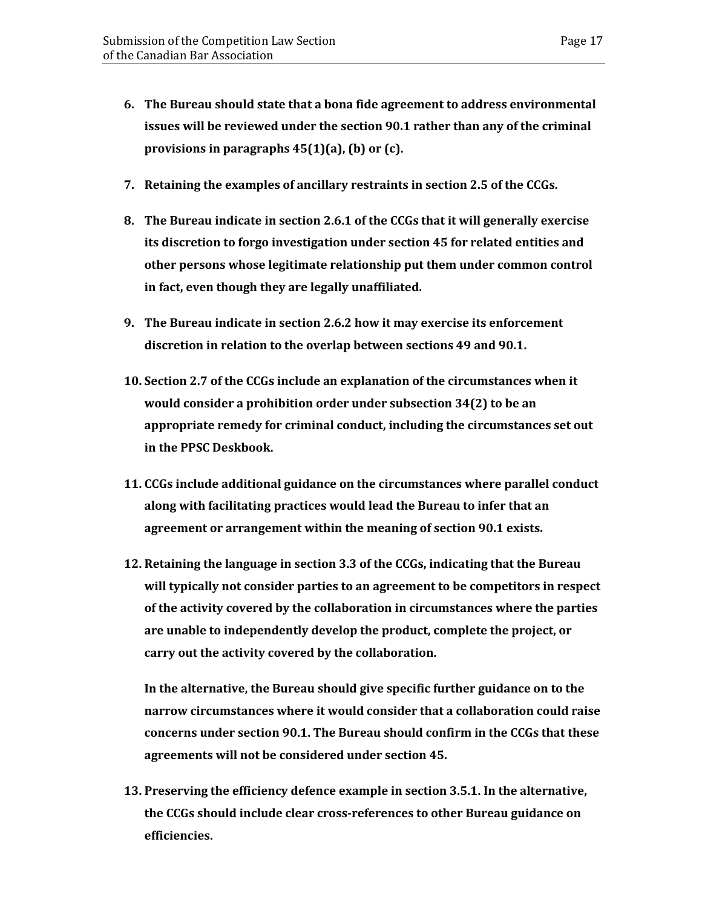6. **The Bureau should state that a bona fide agreement to address environmental issues will be reviewed under the section 90.1 rather than any of the criminal provisions in paragraphs 45(1)(a), (b) or (c).**

7. **Retaining the examples of ancillary restraints in section 2.5 of the CCGs.**

8. **The Bureau indicate in section 2.6.1 of the CCGs that it will generally exercise its discretion to forgo investigation under section 45 for related entities and other persons whose legitimate relationship put them under common control in fact, even though they are legally unaffiliated.**

9. **The Bureau indicate in section 2.6.2 how it may exercise its enforcement discretion in relation to the overlap between sections 49 and 90.1.**

10. **Section 2.7 of the CCGs include an explanation of the circumstances when it would consider a prohibition order under subsection 34(2) to be an appropriate remedy for criminal conduct, including the circumstances set out in the PPSC Deskbook.**

11. **CCGs include additional guidance on the circumstances where parallel conduct along with facilitating practices would lead the Bureau to infer that an agreement or arrangement within the meaning of section 90.1 exists.**

12. **Retaining the language in section 3.3 of the CCGs, indicating that the Bureau will typically not consider parties to an agreement to be competitors in respect of the activity covered by the collaboration in circumstances where the parties are unable to independently develop the product, complete the project, or carry out the activity covered by the collaboration.**

    **In the alternative, the Bureau should give specific further guidance on to the narrow circumstances where it would consider that a collaboration could raise concerns under section 90.1. The Bureau should confirm in the CCGs that these agreements will not be considered under section 45.**

13. **Preserving the efficiency defence example in section 3.5.1. In the alternative, the CCGs should include clear cross-references to other Bureau guidance on efficiencies.**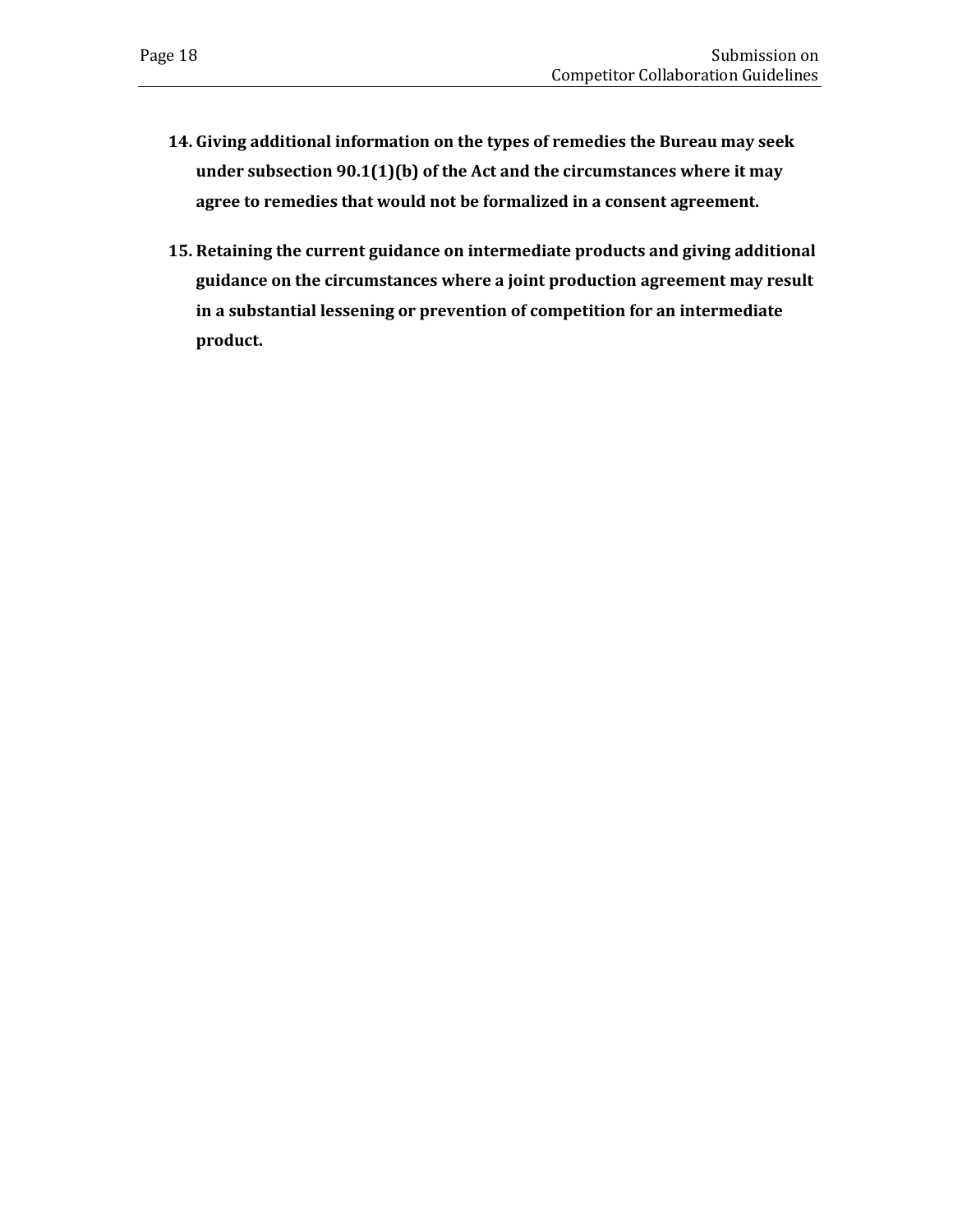14. **Giving additional information on the types of remedies the Bureau may seek under subsection 90.1(1)(b) of the Act and the circumstances where it may agree to remedies that would not be formalized in a consent agreement.**

15. **Retaining the current guidance on intermediate products and giving additional guidance on the circumstances where a joint production agreement may result in a substantial lessening or prevention of competition for an intermediate product.**